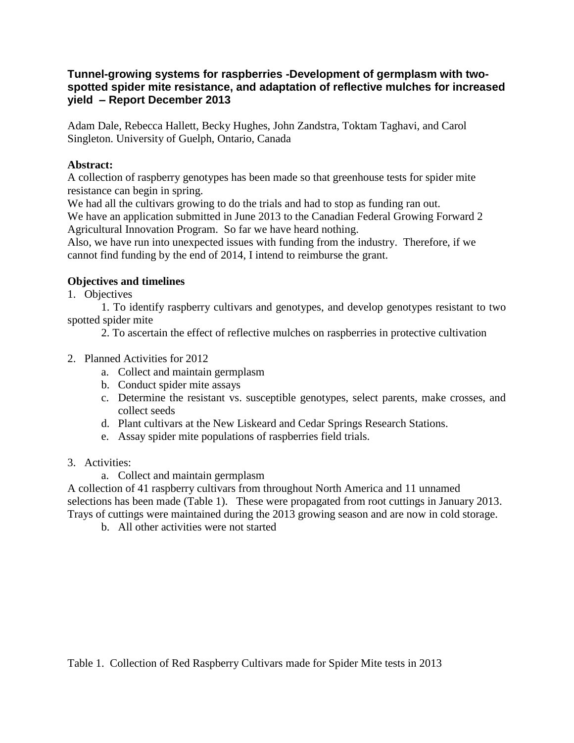# Tunnel-growing systems for raspberries -Development of germplasm with two-spotted spider mite resistance, and adaptation of reflective mulches for increased yield – Report December 2013

Adam Dale, Rebecca Hallett, Becky Hughes, John Zandstra, Toktam Taghavi, and Carol Singleton. University of Guelph, Ontario, Canada

**Abstract:**

A collection of raspberry genotypes has been made so that greenhouse tests for spider mite resistance can begin in spring.

We had all the cultivars growing to do the trials and had to stop as funding ran out.

We have an application submitted in June 2013 to the Canadian Federal Growing Forward 2 Agricultural Innovation Program. So far we have heard nothing.

Also, we have run into unexpected issues with funding from the industry. Therefore, if we cannot find funding by the end of 2014, I intend to reimburse the grant.

**Objectives and timelines**

1. Objectives
   1. To identify raspberry cultivars and genotypes, and develop genotypes resistant to two spotted spider mite
   2. To ascertain the effect of reflective mulches on raspberries in protective cultivation

2. Planned Activities for 2012
   a. Collect and maintain germplasm
   b. Conduct spider mite assays
   c. Determine the resistant vs. susceptible genotypes, select parents, make crosses, and collect seeds
   d. Plant cultivars at the New Liskeard and Cedar Springs Research Stations.
   e. Assay spider mite populations of raspberries field trials.

3. Activities:
   a. Collect and maintain germplasm

A collection of 41 raspberry cultivars from throughout North America and 11 unnamed selections has been made (Table 1). These were propagated from root cuttings in January 2013. Trays of cuttings were maintained during the 2013 growing season and are now in cold storage.

   b. All other activities were not started

Table 1. Collection of Red Raspberry Cultivars made for Spider Mite tests in 2013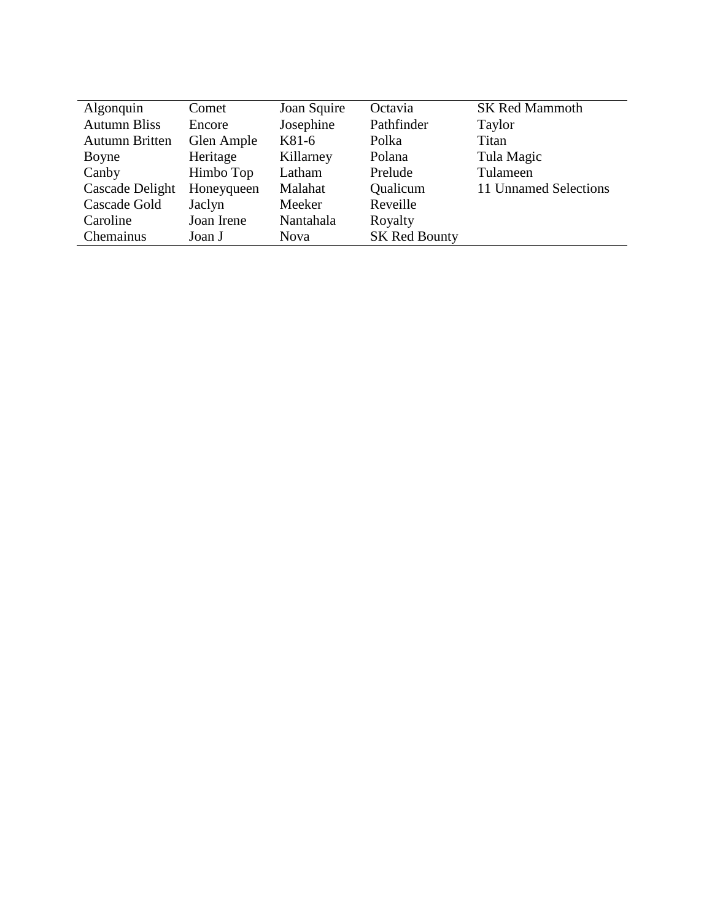| | | | | |
|---|---|---|---|---|
| Algonquin | Comet | Joan Squire | Octavia | SK Red Mammoth |
| Autumn Bliss | Encore | Josephine | Pathfinder | Taylor |
| Autumn Britten | Glen Ample | K81-6 | Polka | Titan |
| Boyne | Heritage | Killarney | Polana | Tula Magic |
| Canby | Himbo Top | Latham | Prelude | Tulameen |
| Cascade Delight | Honeyqueen | Malahat | Qualicum | 11 Unnamed Selections |
| Cascade Gold | Jaclyn | Meeker | Reveille | |
| Caroline | Joan Irene | Nantahala | Royalty | |
| Chemainus | Joan J | Nova | SK Red Bounty | |